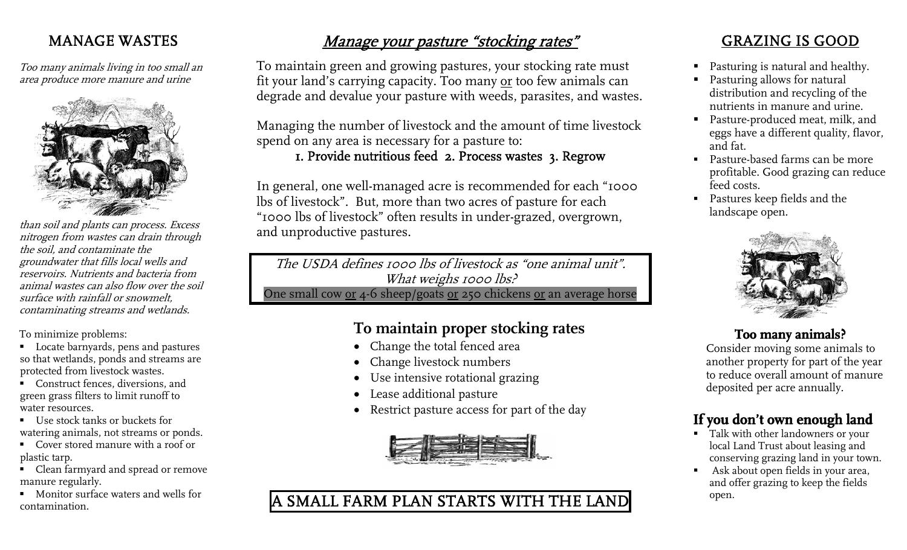## MANAGE WASTES

*Too many animals living in too small an area produce more manure and urine than soil and plants can process. Excess nitrogen from wastes can drain through the soil, and contaminate the groundwater that fills local wells and reservoirs. Nutrients and bacteria from animal wastes can also flow over the soil surface with rainfall or snowmelt, contaminating streams and wetlands.*

To minimize problems:

- Locate barnyards, pens and pastures so that wetlands, ponds and streams are protected from livestock wastes.
- Construct fences, diversions, and green grass filters to limit runoff to water resources.
- Use stock tanks or buckets for watering animals, not streams or ponds.
- Cover stored manure with a roof or plastic tarp.
- Clean farmyard and spread or remove manure regularly.
- Monitor surface waters and wells for contamination.

## *Manage your pasture "stocking rates"*

To maintain green and growing pastures, your stocking rate must fit your land's carrying capacity. Too many or too few animals can degrade and devalue your pasture with weeds, parasites, and wastes.

Managing the number of livestock and the amount of time livestock spend on any area is necessary for a pasture to:

1. Provide nutritious feed 2. Process wastes 3. Regrow

In general, one well-managed acre is recommended for each "1000 lbs of livestock". But, more than two acres of pasture for each "1000 lbs of livestock" often results in under-grazed, overgrown, and unproductive pastures.

*The USDA defines 1000 lbs of livestock as "one animal unit". What weighs 1000 lbs?*
One small cow or 4-6 sheep/goats or 250 chickens or an average horse

### To maintain proper stocking rates

- Change the total fenced area
- Change livestock numbers
- Use intensive rotational grazing
- Lease additional pasture
- Restrict pasture access for part of the day

## A SMALL FARM PLAN STARTS WITH THE LAND

## GRAZING IS GOOD

- Pasturing is natural and healthy.
- Pasturing allows for natural distribution and recycling of the nutrients in manure and urine.
- Pasture-produced meat, milk, and eggs have a different quality, flavor, and fat.
- Pasture-based farms can be more profitable. Good grazing can reduce feed costs.
- Pastures keep fields and the landscape open.

### Too many animals?

Consider moving some animals to another property for part of the year to reduce overall amount of manure deposited per acre annually.

### If you don't own enough land

- Talk with other landowners or your local Land Trust about leasing and conserving grazing land in your town.
- Ask about open fields in your area, and offer grazing to keep the fields open.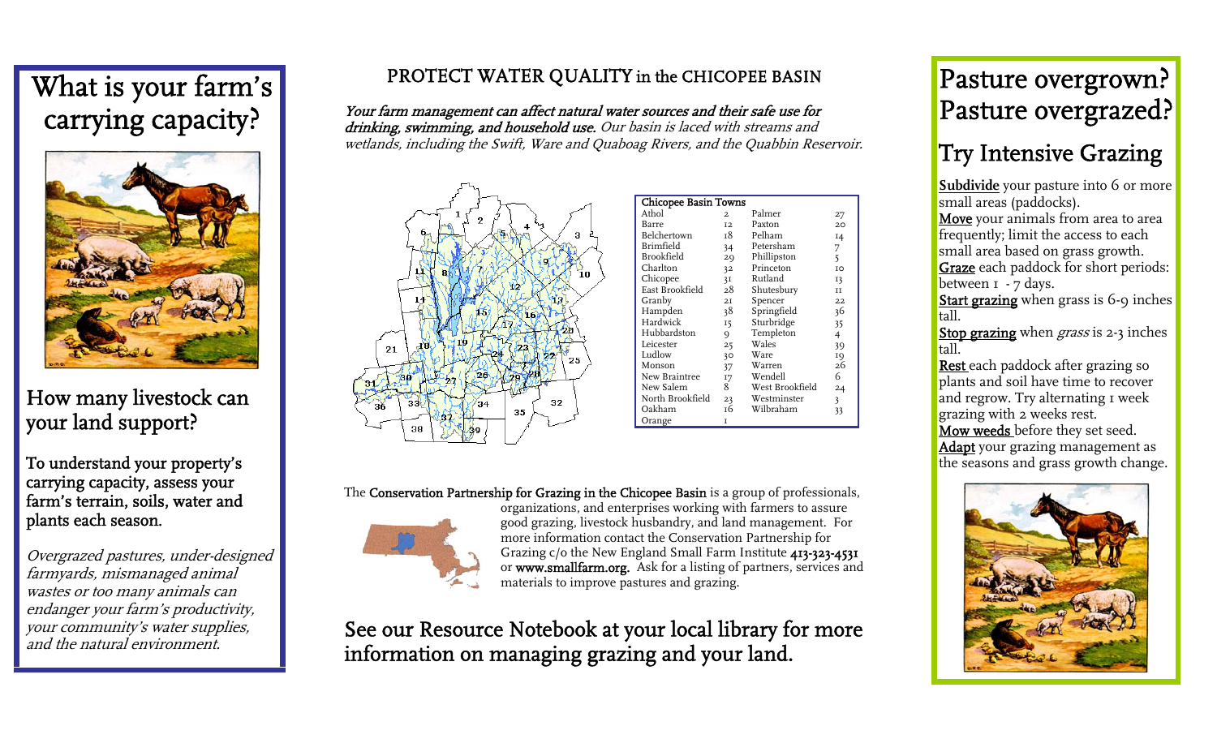# What is your farm's carrying capacity?

## How many livestock can your land support?

**To understand your property's carrying capacity, assess your farm's terrain, soils, water and plants each season.**

*Overgrazed pastures, under-designed farmyards, mismanaged animal wastes or too many animals can endanger your farm's productivity, your community's water supplies, and the natural environment.*

## PROTECT WATER QUALITY in the CHICOPEE BASIN

***Your farm management can affect natural water sources and their safe use for drinking, swimming, and household use.*** *Our basin is laced with streams and wetlands, including the Swift, Ware and Quaboag Rivers, and the Quabbin Reservoir.*

| Chicopee Basin Towns | | | |
|---|---|---|---|
| Athol | 2 | Palmer | 27 |
| Barre | 12 | Paxton | 20 |
| Belchertown | 18 | Pelham | 14 |
| Brimfield | 34 | Petersham | 7 |
| Brookfield | 29 | Phillipston | 5 |
| Charlton | 32 | Princeton | 10 |
| Chicopee | 31 | Rutland | 13 |
| East Brookfield | 28 | Shutesbury | 11 |
| Granby | 21 | Spencer | 22 |
| Hampden | 38 | Springfield | 36 |
| Hardwick | 15 | Sturbridge | 35 |
| Hubbardston | 9 | Templeton | 4 |
| Leicester | 25 | Wales | 39 |
| Ludlow | 30 | Ware | 19 |
| Monson | 37 | Warren | 26 |
| New Braintree | 17 | Wendell | 6 |
| New Salem | 8 | West Brookfield | 24 |
| North Brookfield | 23 | Westminster | 3 |
| Oakham | 16 | Wilbraham | 33 |
| Orange | 1 | | |

The **Conservation Partnership for Grazing in the Chicopee Basin** is a group of professionals, organizations, and enterprises working with farmers to assure good grazing, livestock husbandry, and land management. For more information contact the Conservation Partnership for Grazing c/o the New England Small Farm Institute **413-323-4531** or **www.smallfarm.org.** Ask for a listing of partners, services and materials to improve pastures and grazing.

## See our Resource Notebook at your local library for more information on managing grazing and your land.

# Pasture overgrown? Pasture overgrazed?

## Try Intensive Grazing

**Subdivide** your pasture into 6 or more small areas (paddocks).
**Move** your animals from area to area frequently; limit the access to each small area based on grass growth.
**Graze** each paddock for short periods: between 1 - 7 days.
**Start grazing** when grass is 6-9 inches tall.
**Stop grazing** when *grass* is 2-3 inches tall.
**Rest** each paddock after grazing so plants and soil have time to recover and regrow. Try alternating 1 week grazing with 2 weeks rest.
**Mow weeds** before they set seed.
**Adapt** your grazing management as the seasons and grass growth change.